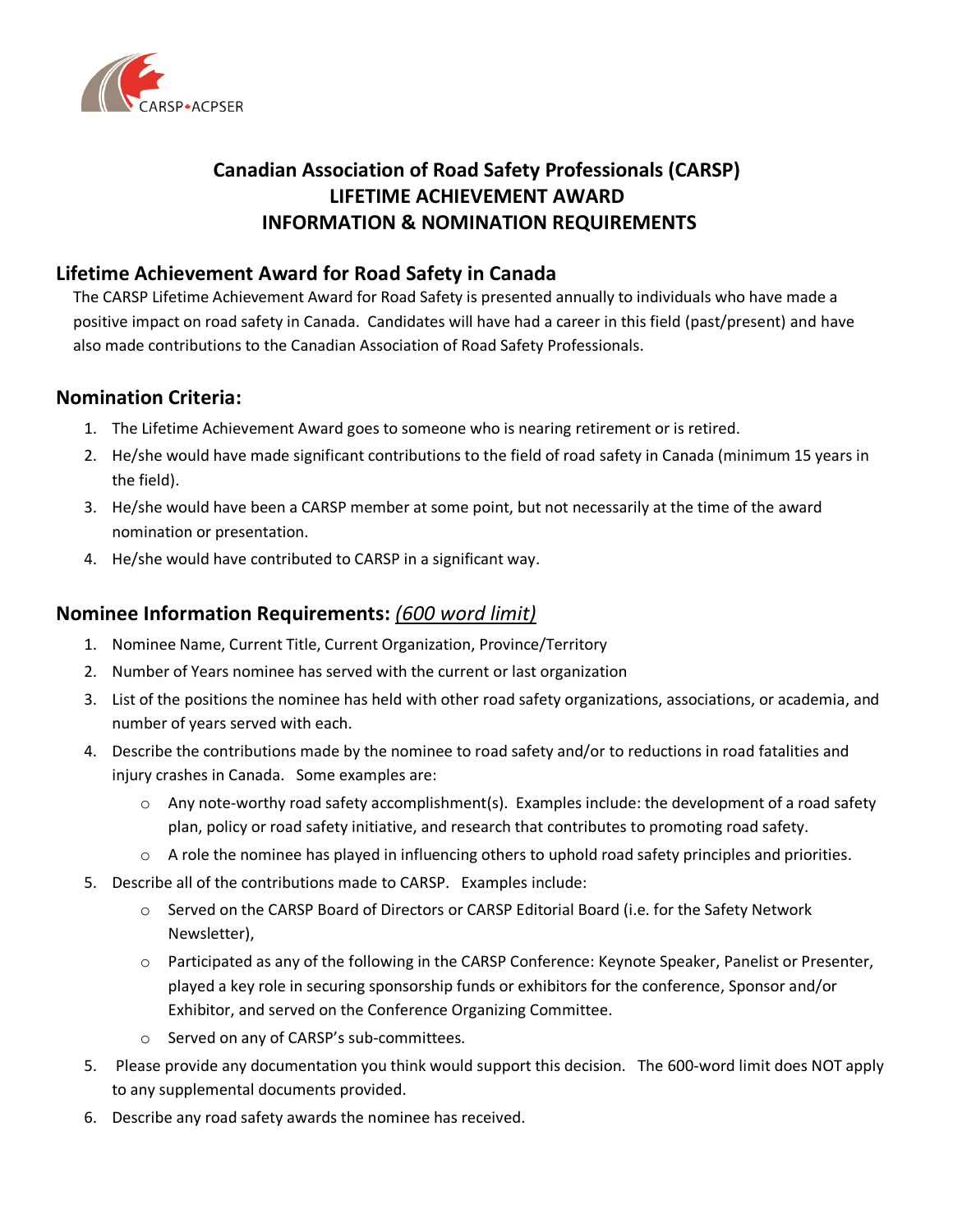CARSP•ACPSER

# Canadian Association of Road Safety Professionals (CARSP)
# LIFETIME ACHIEVEMENT AWARD
# INFORMATION & NOMINATION REQUIREMENTS

## Lifetime Achievement Award for Road Safety in Canada

The CARSP Lifetime Achievement Award for Road Safety is presented annually to individuals who have made a positive impact on road safety in Canada. Candidates will have had a career in this field (past/present) and have also made contributions to the Canadian Association of Road Safety Professionals.

## Nomination Criteria:

1. The Lifetime Achievement Award goes to someone who is nearing retirement or is retired.
2. He/she would have made significant contributions to the field of road safety in Canada (minimum 15 years in the field).
3. He/she would have been a CARSP member at some point, but not necessarily at the time of the award nomination or presentation.
4. He/she would have contributed to CARSP in a significant way.

## Nominee Information Requirements: *(600 word limit)*

1. Nominee Name, Current Title, Current Organization, Province/Territory
2. Number of Years nominee has served with the current or last organization
3. List of the positions the nominee has held with other road safety organizations, associations, or academia, and number of years served with each.
4. Describe the contributions made by the nominee to road safety and/or to reductions in road fatalities and injury crashes in Canada. Some examples are:
   - Any note-worthy road safety accomplishment(s). Examples include: the development of a road safety plan, policy or road safety initiative, and research that contributes to promoting road safety.
   - A role the nominee has played in influencing others to uphold road safety principles and priorities.
5. Describe all of the contributions made to CARSP. Examples include:
   - Served on the CARSP Board of Directors or CARSP Editorial Board (i.e. for the Safety Network Newsletter),
   - Participated as any of the following in the CARSP Conference: Keynote Speaker, Panelist or Presenter, played a key role in securing sponsorship funds or exhibitors for the conference, Sponsor and/or Exhibitor, and served on the Conference Organizing Committee.
   - Served on any of CARSP's sub-committees.

5\. Please provide any documentation you think would support this decision. The 600-word limit does NOT apply to any supplemental documents provided.

6\. Describe any road safety awards the nominee has received.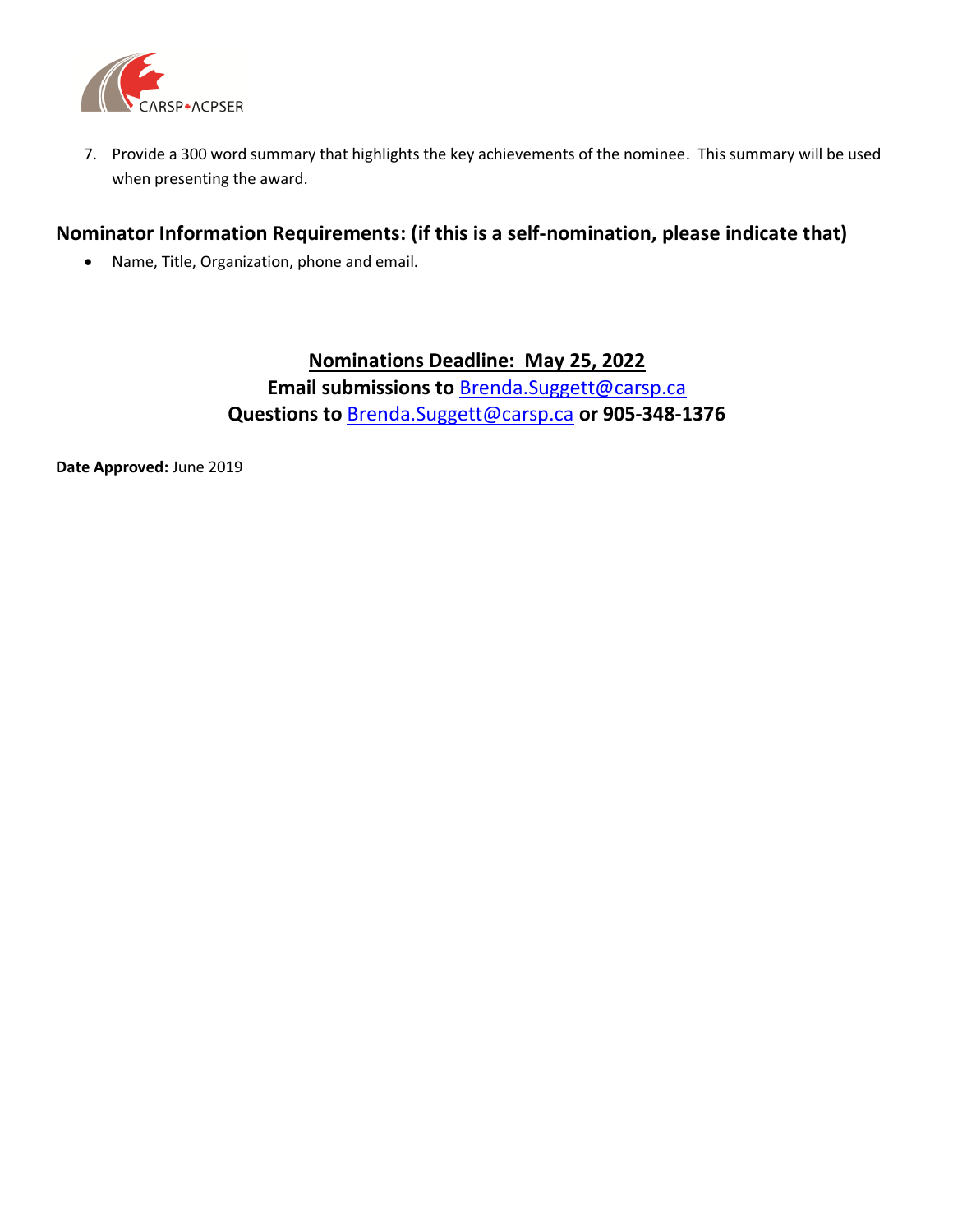7. Provide a 300 word summary that highlights the key achievements of the nominee. This summary will be used when presenting the award.

## Nominator Information Requirements: (if this is a self-nomination, please indicate that)

- Name, Title, Organization, phone and email.

**Nominations Deadline: May 25, 2022**

**Email submissions to** Brenda.Suggett@carsp.ca

**Questions to** Brenda.Suggett@carsp.ca **or 905-348-1376**

**Date Approved:** June 2019